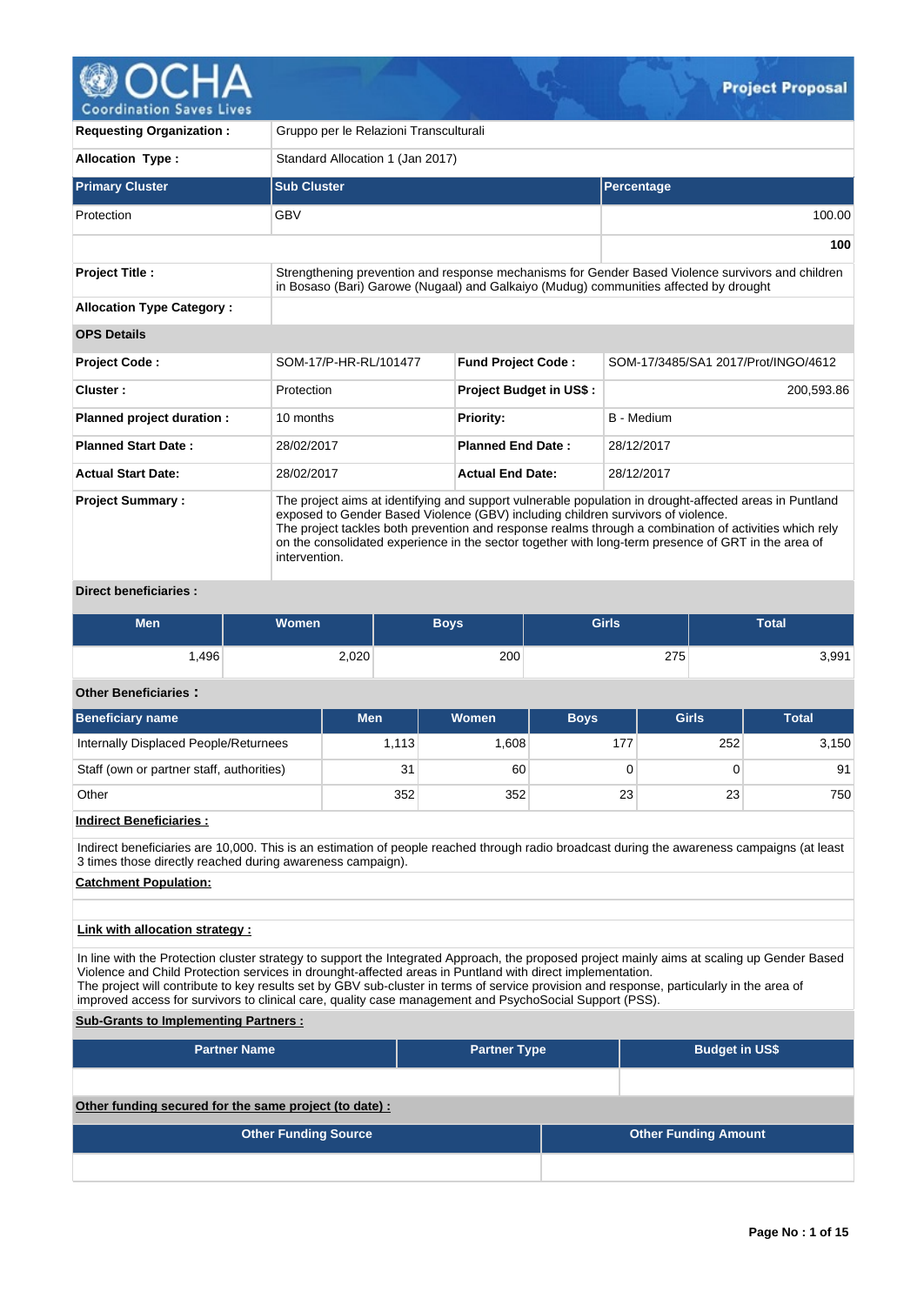# Project Proposal

| | |
|---|---|
| **Requesting Organization :** | Gruppo per le Relazioni Transculturali |
| **Allocation Type :** | Standard Allocation 1 (Jan 2017) |

| Primary Cluster | Sub Cluster | Percentage |
|---|---|---|
| Protection | GBV | 100.00 |
| | | **100** |

| | |
|---|---|
| **Project Title :** | Strengthening prevention and response mechanisms for Gender Based Violence survivors and children in Bosaso (Bari) Garowe (Nugaal) and Galkaiyo (Mudug) communities affected by drought |
| **Allocation Type Category :** | |

**OPS Details**

| | | | |
|---|---|---|---|
| **Project Code :** | SOM-17/P-HR-RL/101477 | **Fund Project Code :** | SOM-17/3485/SA1 2017/Prot/INGO/4612 |
| **Cluster :** | Protection | **Project Budget in US$ :** | 200,593.86 |
| **Planned project duration :** | 10 months | **Priority:** | B - Medium |
| **Planned Start Date :** | 28/02/2017 | **Planned End Date :** | 28/12/2017 |
| **Actual Start Date:** | 28/02/2017 | **Actual End Date:** | 28/12/2017 |

**Project Summary :**

The project aims at identifying and support vulnerable population in drought-affected areas in Puntland exposed to Gender Based Violence (GBV) including children survivors of violence.
The project tackles both prevention and response realms through a combination of activities which rely on the consolidated experience in the sector together with long-term presence of GRT in the area of intervention.

**Direct beneficiaries :**

| Men | Women | Boys | Girls | Total |
|---|---|---|---|---|
| 1,496 | 2,020 | 200 | 275 | 3,991 |

**Other Beneficiaries :**

| Beneficiary name | Men | Women | Boys | Girls | Total |
|---|---|---|---|---|---|
| Internally Displaced People/Returnees | 1,113 | 1,608 | 177 | 252 | 3,150 |
| Staff (own or partner staff, authorities) | 31 | 60 | 0 | 0 | 91 |
| Other | 352 | 352 | 23 | 23 | 750 |

**Indirect Beneficiaries :**

Indirect beneficiaries are 10,000. This is an estimation of people reached through radio broadcast during the awareness campaigns (at least 3 times those directly reached during awareness campaign).

**Catchment Population:**

**Link with allocation strategy :**

In line with the Protection cluster strategy to support the Integrated Approach, the proposed project mainly aims at scaling up Gender Based Violence and Child Protection services in drounght-affected areas in Puntland with direct implementation.
The project will contribute to key results set by GBV sub-cluster in terms of service provision and response, particularly in the area of improved access for survivors to clinical care, quality case management and PsychoSocial Support (PSS).

**Sub-Grants to Implementing Partners :**

| Partner Name | Partner Type | Budget in US$ |
|---|---|---|
| | | |

**Other funding secured for the same project (to date) :**

| Other Funding Source | Other Funding Amount |
|---|---|
| | |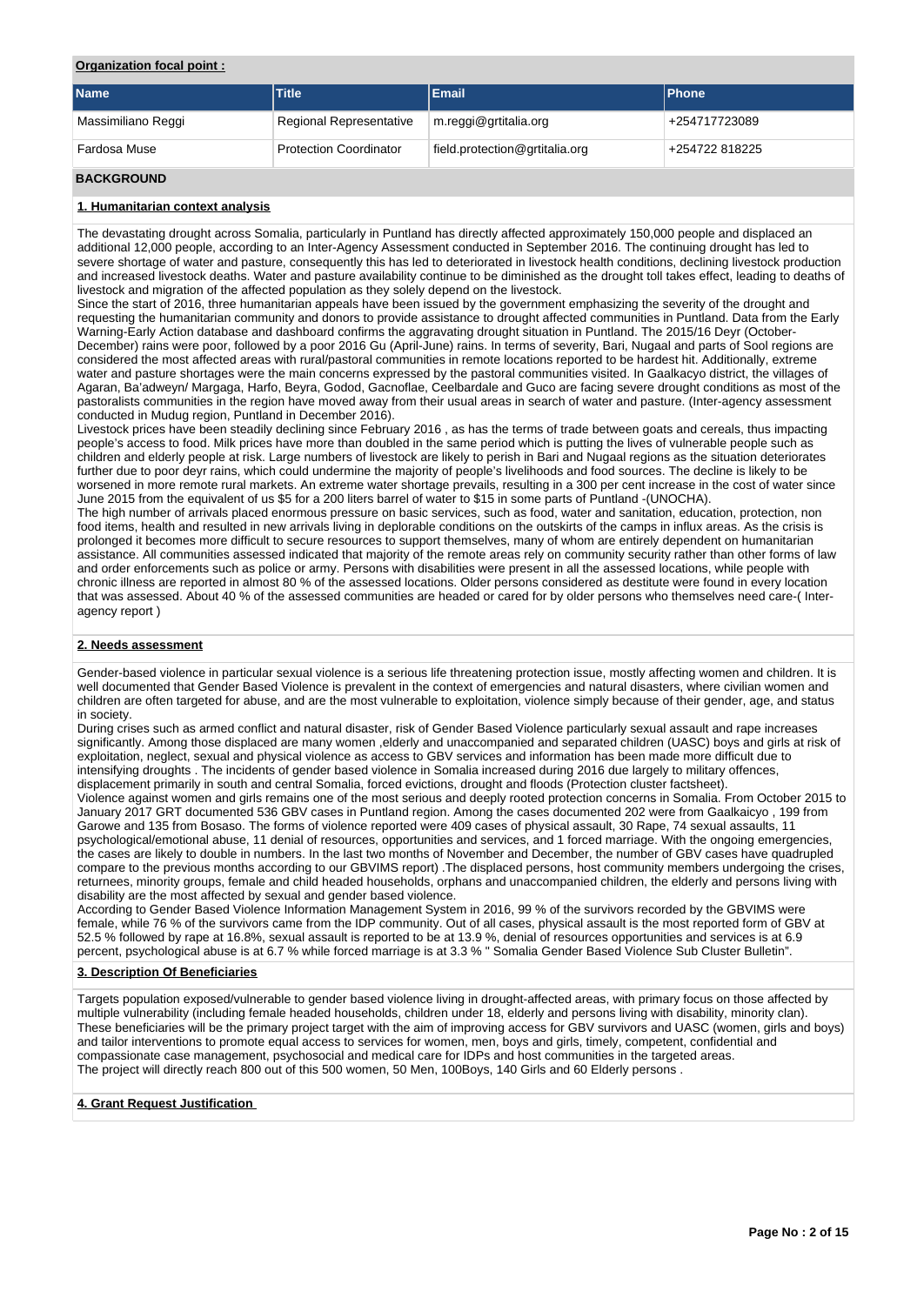**Organization focal point :**

| Name | Title | Email | Phone |
|---|---|---|---|
| Massimiliano Reggi | Regional Representative | m.reggi@grtitalia.org | +254717723089 |
| Fardosa Muse | Protection Coordinator | field.protection@grtitalia.org | +254722 818225 |

## BACKGROUND

### 1. Humanitarian context analysis

The devastating drought across Somalia, particularly in Puntland has directly affected approximately 150,000 people and displaced an additional 12,000 people, according to an Inter-Agency Assessment conducted in September 2016. The continuing drought has led to severe shortage of water and pasture, consequently this has led to deteriorated in livestock health conditions, declining livestock production and increased livestock deaths. Water and pasture availability continue to be diminished as the drought toll takes effect, leading to deaths of livestock and migration of the affected population as they solely depend on the livestock.
Since the start of 2016, three humanitarian appeals have been issued by the government emphasizing the severity of the drought and requesting the humanitarian community and donors to provide assistance to drought affected communities in Puntland. Data from the Early Warning-Early Action database and dashboard confirms the aggravating drought situation in Puntland. The 2015/16 Deyr (October-December) rains were poor, followed by a poor 2016 Gu (April-June) rains. In terms of severity, Bari, Nugaal and parts of Sool regions are considered the most affected areas with rural/pastoral communities in remote locations reported to be hardest hit. Additionally, extreme water and pasture shortages were the main concerns expressed by the pastoral communities visited. In Gaalkacyo district, the villages of Agaran, Ba'adweyn/ Margaga, Harfo, Beyra, Godod, Gacnoflae, Ceelbardale and Guco are facing severe drought conditions as most of the pastoralists communities in the region have moved away from their usual areas in search of water and pasture. (Inter-agency assessment conducted in Mudug region, Puntland in December 2016).
Livestock prices have been steadily declining since February 2016 , as has the terms of trade between goats and cereals, thus impacting people's access to food. Milk prices have more than doubled in the same period which is putting the lives of vulnerable people such as children and elderly people at risk. Large numbers of livestock are likely to perish in Bari and Nugaal regions as the situation deteriorates further due to poor deyr rains, which could undermine the majority of people's livelihoods and food sources. The decline is likely to be worsened in more remote rural markets. An extreme water shortage prevails, resulting in a 300 per cent increase in the cost of water since June 2015 from the equivalent of us $5 for a 200 liters barrel of water to $15 in some parts of Puntland -(UNOCHA).
The high number of arrivals placed enormous pressure on basic services, such as food, water and sanitation, education, protection, non food items, health and resulted in new arrivals living in deplorable conditions on the outskirts of the camps in influx areas. As the crisis is prolonged it becomes more difficult to secure resources to support themselves, many of whom are entirely dependent on humanitarian assistance. All communities assessed indicated that majority of the remote areas rely on community security rather than other forms of law and order enforcements such as police or army. Persons with disabilities were present in all the assessed locations, while people with chronic illness are reported in almost 80 % of the assessed locations. Older persons considered as destitute were found in every location that was assessed. About 40 % of the assessed communities are headed or cared for by older persons who themselves need care-( Inter-agency report )

### 2. Needs assessment

Gender-based violence in particular sexual violence is a serious life threatening protection issue, mostly affecting women and children. It is well documented that Gender Based Violence is prevalent in the context of emergencies and natural disasters, where civilian women and children are often targeted for abuse, and are the most vulnerable to exploitation, violence simply because of their gender, age, and status in society.
During crises such as armed conflict and natural disaster, risk of Gender Based Violence particularly sexual assault and rape increases significantly. Among those displaced are many women ,elderly and unaccompanied and separated children (UASC) boys and girls at risk of exploitation, neglect, sexual and physical violence as access to GBV services and information has been made more difficult due to intensifying droughts . The incidents of gender based violence in Somalia increased during 2016 due largely to military offences, displacement primarily in south and central Somalia, forced evictions, drought and floods (Protection cluster factsheet).
Violence against women and girls remains one of the most serious and deeply rooted protection concerns in Somalia. From October 2015 to January 2017 GRT documented 536 GBV cases in Puntland region. Among the cases documented 202 were from Gaalkaicyo , 199 from Garowe and 135 from Bosaso. The forms of violence reported were 409 cases of physical assault, 30 Rape, 74 sexual assaults, 11 psychological/emotional abuse, 11 denial of resources, opportunities and services, and 1 forced marriage. With the ongoing emergencies, the cases are likely to double in numbers. In the last two months of November and December, the number of GBV cases have quadrupled compare to the previous months according to our GBVIMS report) .The displaced persons, host community members undergoing the crises, returnees, minority groups, female and child headed households, orphans and unaccompanied children, the elderly and persons living with disability are the most affected by sexual and gender based violence.
According to Gender Based Violence Information Management System in 2016, 99 % of the survivors recorded by the GBVIMS were female, while 76 % of the survivors came from the IDP community. Out of all cases, physical assault is the most reported form of GBV at 52.5 % followed by rape at 16.8%, sexual assault is reported to be at 13.9 %, denial of resources opportunities and services is at 6.9 percent, psychological abuse is at 6.7 % while forced marriage is at 3.3 % " Somalia Gender Based Violence Sub Cluster Bulletin".

### 3. Description Of Beneficiaries

Targets population exposed/vulnerable to gender based violence living in drought-affected areas, with primary focus on those affected by multiple vulnerability (including female headed households, children under 18, elderly and persons living with disability, minority clan). These beneficiaries will be the primary project target with the aim of improving access for GBV survivors and UASC (women, girls and boys) and tailor interventions to promote equal access to services for women, men, boys and girls, timely, competent, confidential and compassionate case management, psychosocial and medical care for IDPs and host communities in the targeted areas.
The project will directly reach 800 out of this 500 women, 50 Men, 100Boys, 140 Girls and 60 Elderly persons .

### 4. Grant Request Justification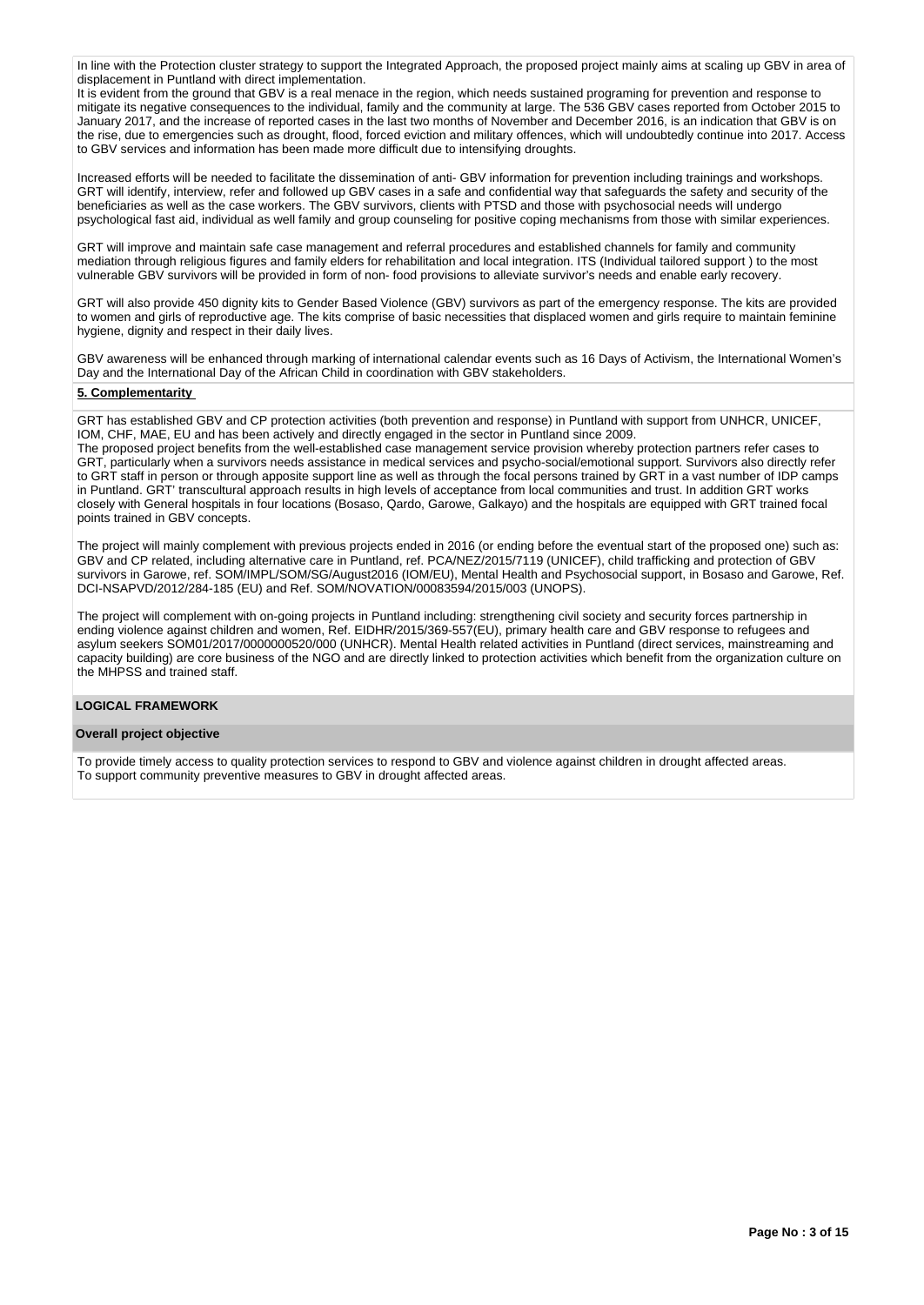In line with the Protection cluster strategy to support the Integrated Approach, the proposed project mainly aims at scaling up GBV in area of displacement in Puntland with direct implementation.

It is evident from the ground that GBV is a real menace in the region, which needs sustained programing for prevention and response to mitigate its negative consequences to the individual, family and the community at large. The 536 GBV cases reported from October 2015 to January 2017, and the increase of reported cases in the last two months of November and December 2016, is an indication that GBV is on the rise, due to emergencies such as drought, flood, forced eviction and military offences, which will undoubtedly continue into 2017. Access to GBV services and information has been made more difficult due to intensifying droughts.

Increased efforts will be needed to facilitate the dissemination of anti- GBV information for prevention including trainings and workshops. GRT will identify, interview, refer and followed up GBV cases in a safe and confidential way that safeguards the safety and security of the beneficiaries as well as the case workers. The GBV survivors, clients with PTSD and those with psychosocial needs will undergo psychological fast aid, individual as well family and group counseling for positive coping mechanisms from those with similar experiences.

GRT will improve and maintain safe case management and referral procedures and established channels for family and community mediation through religious figures and family elders for rehabilitation and local integration. ITS (Individual tailored support ) to the most vulnerable GBV survivors will be provided in form of non- food provisions to alleviate survivor's needs and enable early recovery.

GRT will also provide 450 dignity kits to Gender Based Violence (GBV) survivors as part of the emergency response. The kits are provided to women and girls of reproductive age. The kits comprise of basic necessities that displaced women and girls require to maintain feminine hygiene, dignity and respect in their daily lives.

GBV awareness will be enhanced through marking of international calendar events such as 16 Days of Activism, the International Women's Day and the International Day of the African Child in coordination with GBV stakeholders.

**5. Complementarity**

GRT has established GBV and CP protection activities (both prevention and response) in Puntland with support from UNHCR, UNICEF, IOM, CHF, MAE, EU and has been actively and directly engaged in the sector in Puntland since 2009.

The proposed project benefits from the well-established case management service provision whereby protection partners refer cases to GRT, particularly when a survivors needs assistance in medical services and psycho-social/emotional support. Survivors also directly refer to GRT staff in person or through apposite support line as well as through the focal persons trained by GRT in a vast number of IDP camps in Puntland. GRT' transcultural approach results in high levels of acceptance from local communities and trust. In addition GRT works closely with General hospitals in four locations (Bosaso, Qardo, Garowe, Galkayo) and the hospitals are equipped with GRT trained focal points trained in GBV concepts.

The project will mainly complement with previous projects ended in 2016 (or ending before the eventual start of the proposed one) such as: GBV and CP related, including alternative care in Puntland, ref. PCA/NEZ/2015/7119 (UNICEF), child trafficking and protection of GBV survivors in Garowe, ref. SOM/IMPL/SOM/SG/August2016 (IOM/EU), Mental Health and Psychosocial support, in Bosaso and Garowe, Ref. DCI-NSAPVD/2012/284-185 (EU) and Ref. SOM/NOVATION/00083594/2015/003 (UNOPS).

The project will complement with on-going projects in Puntland including: strengthening civil society and security forces partnership in ending violence against children and women, Ref. EIDHR/2015/369-557(EU), primary health care and GBV response to refugees and asylum seekers SOM01/2017/0000000520/000 (UNHCR). Mental Health related activities in Puntland (direct services, mainstreaming and capacity building) are core business of the NGO and are directly linked to protection activities which benefit from the organization culture on the MHPSS and trained staff.

## LOGICAL FRAMEWORK

**Overall project objective**

To provide timely access to quality protection services to respond to GBV and violence against children in drought affected areas.
To support community preventive measures to GBV in drought affected areas.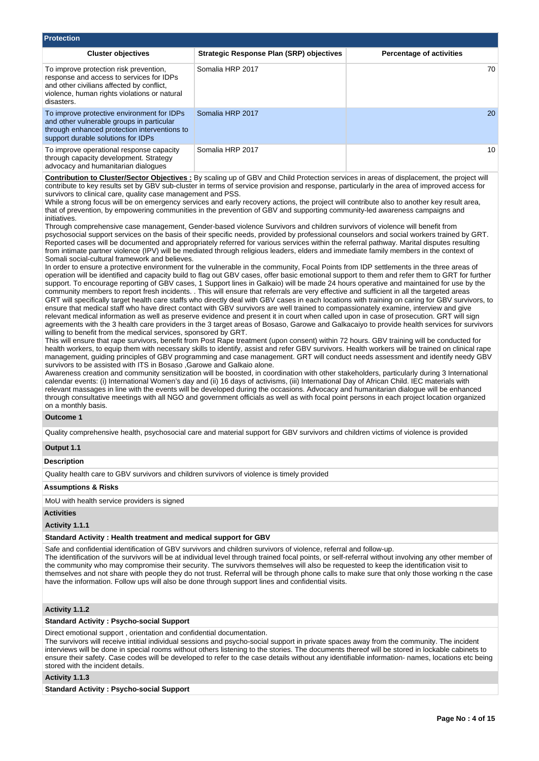## Protection

| Cluster objectives | Strategic Response Plan (SRP) objectives | Percentage of activities |
|---|---|---|
| To improve protection risk prevention, response and access to services for IDPs and other civilians affected by conflict, violence, human rights violations or natural disasters. | Somalia HRP 2017 | 70 |
| To improve protective environment for IDPs and other vulnerable groups in particular through enhanced protection interventions to support durable solutions for IDPs | Somalia HRP 2017 | 20 |
| To improve operational response capacity through capacity development. Strategy advocacy and humanitarian dialogues | Somalia HRP 2017 | 10 |

**Contribution to Cluster/Sector Objectives :** By scaling up of GBV and Child Protection services in areas of displacement, the project will contribute to key results set by GBV sub-cluster in terms of service provision and response, particularly in the area of improved access for survivors to clinical care, quality case management and PSS.
While a strong focus will be on emergency services and early recovery actions, the project will contribute also to another key result area, that of prevention, by empowering communities in the prevention of GBV and supporting community-led awareness campaigns and initiatives.
Through comprehensive case management, Gender-based violence Survivors and children survivors of violence will benefit from psychosocial support services on the basis of their specific needs, provided by professional counselors and social workers trained by GRT. Reported cases will be documented and appropriately referred for various services within the referral pathway. Marital disputes resulting from intimate partner violence (IPV) will be mediated through religious leaders, elders and immediate family members in the context of Somali social-cultural framework and believes.
In order to ensure a protective environment for the vulnerable in the community, Focal Points from IDP settlements in the three areas of operation will be identified and capacity build to flag out GBV cases, offer basic emotional support to them and refer them to GRT for further support. To encourage reporting of GBV cases, 1 Support lines in Galkaio) will be made 24 hours operative and maintained for use by the community members to report fresh incidents. . This will ensure that referrals are very effective and sufficient in all the targeted areas
GRT will specifically target health care staffs who directly deal with GBV cases in each locations with training on caring for GBV survivors, to ensure that medical staff who have direct contact with GBV survivors are well trained to compassionately examine, interview and give relevant medical information as well as preserve evidence and present it in court when called upon in case of prosecution. GRT will sign agreements with the 3 health care providers in the 3 target areas of Bosaso, Garowe and Galkacaiyo to provide health services for survivors willing to benefit from the medical services, sponsored by GRT.
This will ensure that rape survivors, benefit from Post Rape treatment (upon consent) within 72 hours. GBV training will be conducted for health workers, to equip them with necessary skills to identify, assist and refer GBV survivors. Health workers will be trained on clinical rape management, guiding principles of GBV programming and case management. GRT will conduct needs assessment and identify needy GBV survivors to be assisted with ITS in Bosaso ,Garowe and Galkaio alone.
Awareness creation and community sensitization will be boosted, in coordination with other stakeholders, particularly during 3 International calendar events: (i) International Women's day and (ii) 16 days of activisms, (iii) International Day of African Child. IEC materials with relevant massages in line with the events will be developed during the occasions. Advocacy and humanitarian dialogue will be enhanced through consultative meetings with all NGO and government officials as well as with focal point persons in each project location organized on a monthly basis.

**Outcome 1**

Quality comprehensive health, psychosocial care and material support for GBV survivors and children victims of violence is provided

**Output 1.1**

**Description**

Quality health care to GBV survivors and children survivors of violence is timely provided

**Assumptions & Risks**

MoU with health service providers is signed

**Activities**

**Activity 1.1.1**

**Standard Activity : Health treatment and medical support for GBV**

Safe and confidential identification of GBV survivors and children survivors of violence, referral and follow-up.
The identification of the survivors will be at individual level through trained focal points, or self-referral without involving any other member of the community who may compromise their security. The survivors themselves will also be requested to keep the identification visit to themselves and not share with people they do not trust. Referral will be through phone calls to make sure that only those working n the case have the information. Follow ups will also be done through support lines and confidential visits.

**Activity 1.1.2**

**Standard Activity : Psycho-social Support**

Direct emotional support , orientation and confidential documentation.
The survivors will receive intitial individual sessions and psycho-social support in private spaces away from the community. The incident interviews will be done in special rooms without others listening to the stories. The documents thereof will be stored in lockable cabinets to ensure their safety. Case codes will be developed to refer to the case details without any identifiable information- names, locations etc being stored with the incident details.

**Activity 1.1.3**

**Standard Activity : Psycho-social Support**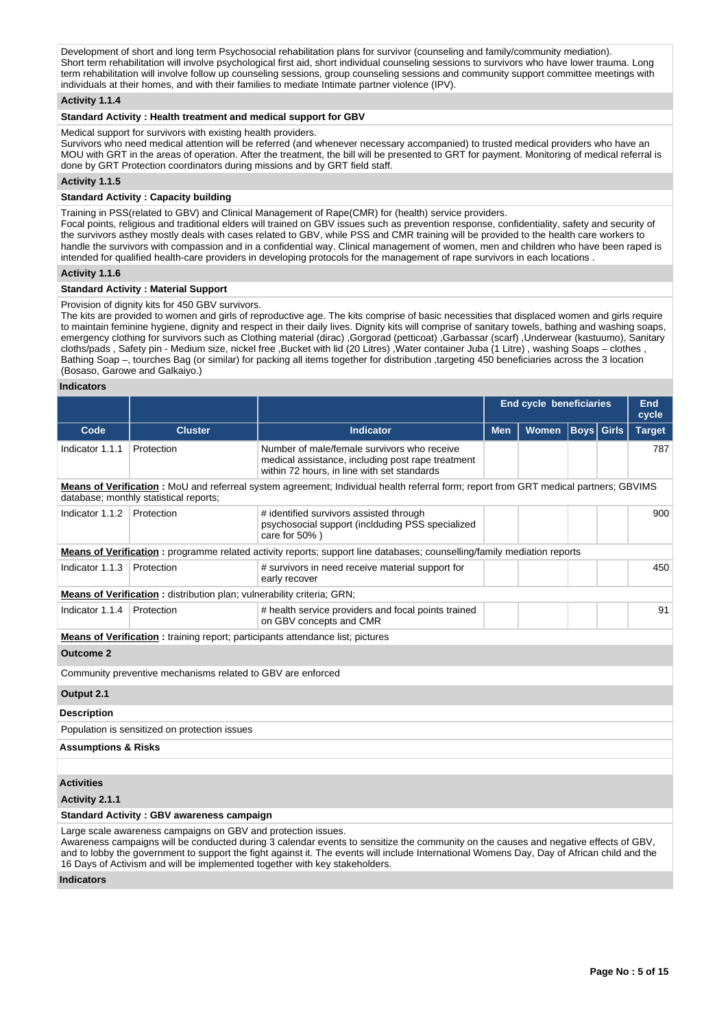Development of short and long term Psychosocial rehabilitation plans for survivor (counseling and family/community mediation).
Short term rehabilitation will involve psychological first aid, short individual counseling sessions to survivors who have lower trauma. Long term rehabilitation will involve follow up counseling sessions, group counseling sessions and community support committee meetings with individuals at their homes, and with their families to mediate Intimate partner violence (IPV).

**Activity 1.1.4**

**Standard Activity : Health treatment and medical support for GBV**

Medical support for survivors with existing health providers.
Survivors who need medical attention will be referred (and whenever necessary accompanied) to trusted medical providers who have an MOU with GRT in the areas of operation. After the treatment, the bill will be presented to GRT for payment. Monitoring of medical referral is done by GRT Protection coordinators during missions and by GRT field staff.

**Activity 1.1.5**

**Standard Activity : Capacity building**

Training in PSS(related to GBV) and Clinical Management of Rape(CMR) for (health) service providers.
Focal points, religious and traditional elders will trained on GBV issues such as prevention response, confidentiality, safety and security of the survivors asthey mostly deals with cases related to GBV, while PSS and CMR training will be provided to the health care workers to handle the survivors with compassion and in a confidential way. Clinical management of women, men and children who have been raped is intended for qualified health-care providers in developing protocols for the management of rape survivors in each locations .

**Activity 1.1.6**

**Standard Activity : Material Support**

Provision of dignity kits for 450 GBV survivors.
The kits are provided to women and girls of reproductive age. The kits comprise of basic necessities that displaced women and girls require to maintain feminine hygiene, dignity and respect in their daily lives. Dignity kits will comprise of sanitary towels, bathing and washing soaps, emergency clothing for survivors such as Clothing material (dirac) ,Gorgorad (petticoat) ,Garbassar (scarf) ,Underwear (kastuumo), Sanitary cloths/pads , Safety pin - Medium size, nickel free ,Bucket with lid (20 Litres) ,Water container Juba (1 Litre) , washing Soaps – clothes , Bathing Soap –, tourches Bag (or similar) for packing all items together for distribution ,targeting 450 beneficiaries across the 3 location (Bosaso, Garowe and Galkaiyo.)

**Indicators**

| | | | End cycle beneficiaries | | | | End cycle |
|---|---|---|---|---|---|---|---|
| **Code** | **Cluster** | **Indicator** | **Men** | **Women** | **Boys** | **Girls** | **Target** |
| Indicator 1.1.1 | Protection | Number of male/female survivors who receive medical assistance, including post rape treatment within 72 hours, in line with set standards | | | | | 787 |
| **Means of Verification :** MoU and referreal system agreement; Individual health referral form; report from GRT medical partners; GBVIMS database; monthly statistical reports; | | | | | | | |
| Indicator 1.1.2 | Protection | # identified survivors assisted through psychosocial support (inclduding PSS specialized care for 50% ) | | | | | 900 |
| **Means of Verification :** programme related activity reports; support line databases; counselling/family mediation reports | | | | | | | |
| Indicator 1.1.3 | Protection | # survivors in need receive material support for early recover | | | | | 450 |
| **Means of Verification :** distribution plan; vulnerability criteria; GRN; | | | | | | | |
| Indicator 1.1.4 | Protection | # health service providers and focal points trained on GBV concepts and CMR | | | | | 91 |
| **Means of Verification :** training report; participants attendance list; pictures | | | | | | | |

**Outcome 2**

Community preventive mechanisms related to GBV are enforced

**Output 2.1**

**Description**

Population is sensitized on protection issues

**Assumptions & Risks**

**Activities**

**Activity 2.1.1**

**Standard Activity : GBV awareness campaign**

Large scale awareness campaigns on GBV and protection issues.
Awareness campaigns will be conducted during 3 calendar events to sensitize the community on the causes and negative effects of GBV, and to lobby the government to support the fight against it. The events will include International Womens Day, Day of African child and the 16 Days of Activism and will be implemented together with key stakeholders.

**Indicators**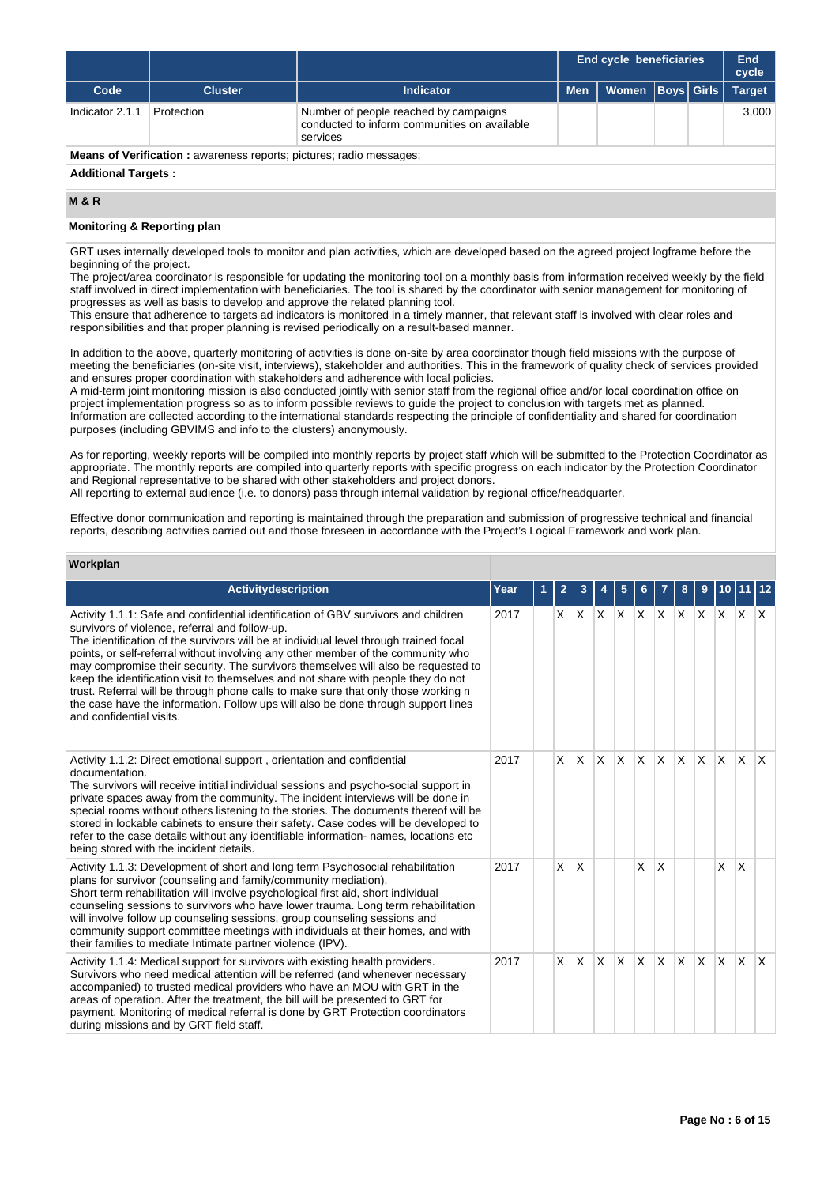| | | | End cycle beneficiaries | | | | End cycle |
|---|---|---|---|---|---|---|---|
| **Code** | **Cluster** | **Indicator** | **Men** | **Women** | **Boys** | **Girls** | **Target** |
| Indicator 2.1.1 | Protection | Number of people reached by campaigns conducted to inform communities on available services | | | | | 3,000 |

**Means of Verification :** awareness reports; pictures; radio messages;

**Additional Targets :**

## M & R

**Monitoring & Reporting plan**

GRT uses internally developed tools to monitor and plan activities, which are developed based on the agreed project logframe before the beginning of the project.
The project/area coordinator is responsible for updating the monitoring tool on a monthly basis from information received weekly by the field staff involved in direct implementation with beneficiaries. The tool is shared by the coordinator with senior management for monitoring of progresses as well as basis to develop and approve the related planning tool.
This ensure that adherence to targets ad indicators is monitored in a timely manner, that relevant staff is involved with clear roles and responsibilities and that proper planning is revised periodically in a result-based manner.

In addition to the above, quarterly monitoring of activities is done on-site by area coordinator though field missions with the purpose of meeting the beneficiaries (on-site visit, interviews), stakeholder and authorities. This in the framework of quality check of services provided and ensures proper coordination with stakeholders and adherence with local policies.
A mid-term joint monitoring mission is also conducted jointly with senior staff from the regional office and/or local coordination office on project implementation progress so as to inform possible reviews to guide the project to conclusion with targets met as planned.
Information are collected according to the international standards respecting the principle of confidentiality and shared for coordination purposes (including GBVIMS and info to the clusters) anonymously.

As for reporting, weekly reports will be compiled into monthly reports by project staff which will be submitted to the Protection Coordinator as appropriate. The monthly reports are compiled into quarterly reports with specific progress on each indicator by the Protection Coordinator and Regional representative to be shared with other stakeholders and project donors.
All reporting to external audience (i.e. to donors) pass through internal validation by regional office/headquarter.

Effective donor communication and reporting is maintained through the preparation and submission of progressive technical and financial reports, describing activities carried out and those foreseen in accordance with the Project's Logical Framework and work plan.

**Workplan**

| Activitydescription | Year | 1 | 2 | 3 | 4 | 5 | 6 | 7 | 8 | 9 | 10 | 11 | 12 |
|---|---|---|---|---|---|---|---|---|---|---|---|---|---|
| Activity 1.1.1: Safe and confidential identification of GBV survivors and children survivors of violence, referral and follow-up.<br>The identification of the survivors will be at individual level through trained focal points, or self-referral without involving any other member of the community who may compromise their security. The survivors themselves will also be requested to keep the identification visit to themselves and not share with people they do not trust. Referral will be through phone calls to make sure that only those working n the case have the information. Follow ups will also be done through support lines and confidential visits. | 2017 | | X | X | X | X | X | X | X | X | X | X | X |
| Activity 1.1.2: Direct emotional support , orientation and confidential documentation.<br>The survivors will receive intitial individual sessions and psycho-social support in private spaces away from the community. The incident interviews will be done in special rooms without others listening to the stories. The documents thereof will be stored in lockable cabinets to ensure their safety. Case codes will be developed to refer to the case details without any identifiable information- names, locations etc being stored with the incident details. | 2017 | | X | X | X | X | X | X | X | X | X | X | X |
| Activity 1.1.3: Development of short and long term Psychosocial rehabilitation plans for survivor (counseling and family/community mediation).<br>Short term rehabilitation will involve psychological first aid, short individual counseling sessions to survivors who have lower trauma. Long term rehabilitation will involve follow up counseling sessions, group counseling sessions and community support committee meetings with individuals at their homes, and with their families to mediate Intimate partner violence (IPV). | 2017 | | X | X | | | X | X | | | X | X | |
| Activity 1.1.4: Medical support for survivors with existing health providers.<br>Survivors who need medical attention will be referred (and whenever necessary accompanied) to trusted medical providers who have an MOU with GRT in the areas of operation. After the treatment, the bill will be presented to GRT for payment. Monitoring of medical referral is done by GRT Protection coordinators during missions and by GRT field staff. | 2017 | | X | X | X | X | X | X | X | X | X | X | X |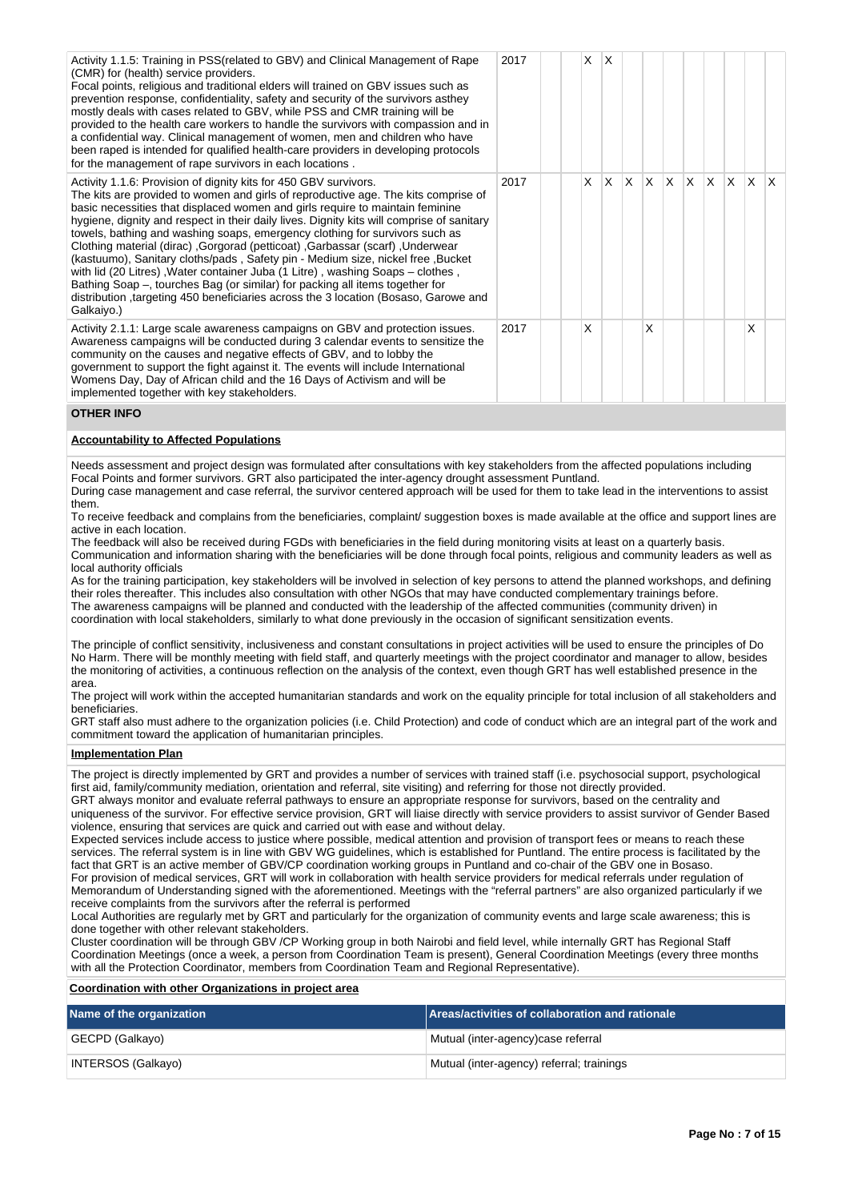| | | | | | | | | | | | | | |
|---|---|---|---|---|---|---|---|---|---|---|---|---|---|
| Activity 1.1.5: Training in PSS(related to GBV) and Clinical Management of Rape (CMR) for (health) service providers.<br>Focal points, religious and traditional elders will trained on GBV issues such as prevention response, confidentiality, safety and security of the survivors asthey mostly deals with cases related to GBV, while PSS and CMR training will be provided to the health care workers to handle the survivors with compassion and in a confidential way. Clinical management of women, men and children who have been raped is intended for qualified health-care providers in developing protocols for the management of rape survivors in each locations . | 2017 | | | X | X | | | | | | | | |
| Activity 1.1.6: Provision of dignity kits for 450 GBV survivors.<br>The kits are provided to women and girls of reproductive age. The kits comprise of basic necessities that displaced women and girls require to maintain feminine hygiene, dignity and respect in their daily lives. Dignity kits will comprise of sanitary towels, bathing and washing soaps, emergency clothing for survivors such as Clothing material (dirac) ,Gorgorad (petticoat) ,Garbassar (scarf) ,Underwear (kastuumo), Sanitary cloths/pads , Safety pin - Medium size, nickel free ,Bucket with lid (20 Litres) ,Water container Juba (1 Litre) , washing Soaps – clothes , Bathing Soap –, tourches Bag (or similar) for packing all items together for distribution ,targeting 450 beneficiaries across the 3 location (Bosaso, Garowe and Galkaiyo.) | 2017 | | | X | X | X | X | X | X | X | X | X | X |
| Activity 2.1.1: Large scale awareness campaigns on GBV and protection issues. Awareness campaigns will be conducted during 3 calendar events to sensitize the community on the causes and negative effects of GBV, and to lobby the government to support the fight against it. The events will include International Womens Day, Day of African child and the 16 Days of Activism and will be implemented together with key stakeholders. | 2017 | | | X | | | X | | | | | X | |

## OTHER INFO

**Accountability to Affected Populations**

Needs assessment and project design was formulated after consultations with key stakeholders from the affected populations including Focal Points and former survivors. GRT also participated the inter-agency drought assessment Puntland.
During case management and case referral, the survivor centered approach will be used for them to take lead in the interventions to assist them.
To receive feedback and complains from the beneficiaries, complaint/ suggestion boxes is made available at the office and support lines are active in each location.
The feedback will also be received during FGDs with beneficiaries in the field during monitoring visits at least on a quarterly basis.
Communication and information sharing with the beneficiaries will be done through focal points, religious and community leaders as well as local authority officials
As for the training participation, key stakeholders will be involved in selection of key persons to attend the planned workshops, and defining their roles thereafter. This includes also consultation with other NGOs that may have conducted complementary trainings before.
The awareness campaigns will be planned and conducted with the leadership of the affected communities (community driven) in coordination with local stakeholders, similarly to what done previously in the occasion of significant sensitization events.

The principle of conflict sensitivity, inclusiveness and constant consultations in project activities will be used to ensure the principles of Do No Harm. There will be monthly meeting with field staff, and quarterly meetings with the project coordinator and manager to allow, besides the monitoring of activities, a continuous reflection on the analysis of the context, even though GRT has well established presence in the area.
The project will work within the accepted humanitarian standards and work on the equality principle for total inclusion of all stakeholders and beneficiaries.
GRT staff also must adhere to the organization policies (i.e. Child Protection) and code of conduct which are an integral part of the work and commitment toward the application of humanitarian principles.

**Implementation Plan**

The project is directly implemented by GRT and provides a number of services with trained staff (i.e. psychosocial support, psychological first aid, family/community mediation, orientation and referral, site visiting) and referring for those not directly provided.
GRT always monitor and evaluate referral pathways to ensure an appropriate response for survivors, based on the centrality and uniqueness of the survivor. For effective service provision, GRT will liaise directly with service providers to assist survivor of Gender Based violence, ensuring that services are quick and carried out with ease and without delay.
Expected services include access to justice where possible, medical attention and provision of transport fees or means to reach these services. The referral system is in line with GBV WG guidelines, which is established for Puntland. The entire process is facilitated by the fact that GRT is an active member of GBV/CP coordination working groups in Puntland and co-chair of the GBV one in Bosaso.
For provision of medical services, GRT will work in collaboration with health service providers for medical referrals under regulation of Memorandum of Understanding signed with the aforementioned. Meetings with the "referral partners" are also organized particularly if we receive complaints from the survivors after the referral is performed
Local Authorities are regularly met by GRT and particularly for the organization of community events and large scale awareness; this is done together with other relevant stakeholders.
Cluster coordination will be through GBV /CP Working group in both Nairobi and field level, while internally GRT has Regional Staff Coordination Meetings (once a week, a person from Coordination Team is present), General Coordination Meetings (every three months with all the Protection Coordinator, members from Coordination Team and Regional Representative).

**Coordination with other Organizations in project area**

| Name of the organization | Areas/activities of collaboration and rationale |
|---|---|
| GECPD (Galkayo) | Mutual (inter-agency)case referral |
| INTERSOS (Galkayo) | Mutual (inter-agency) referral; trainings |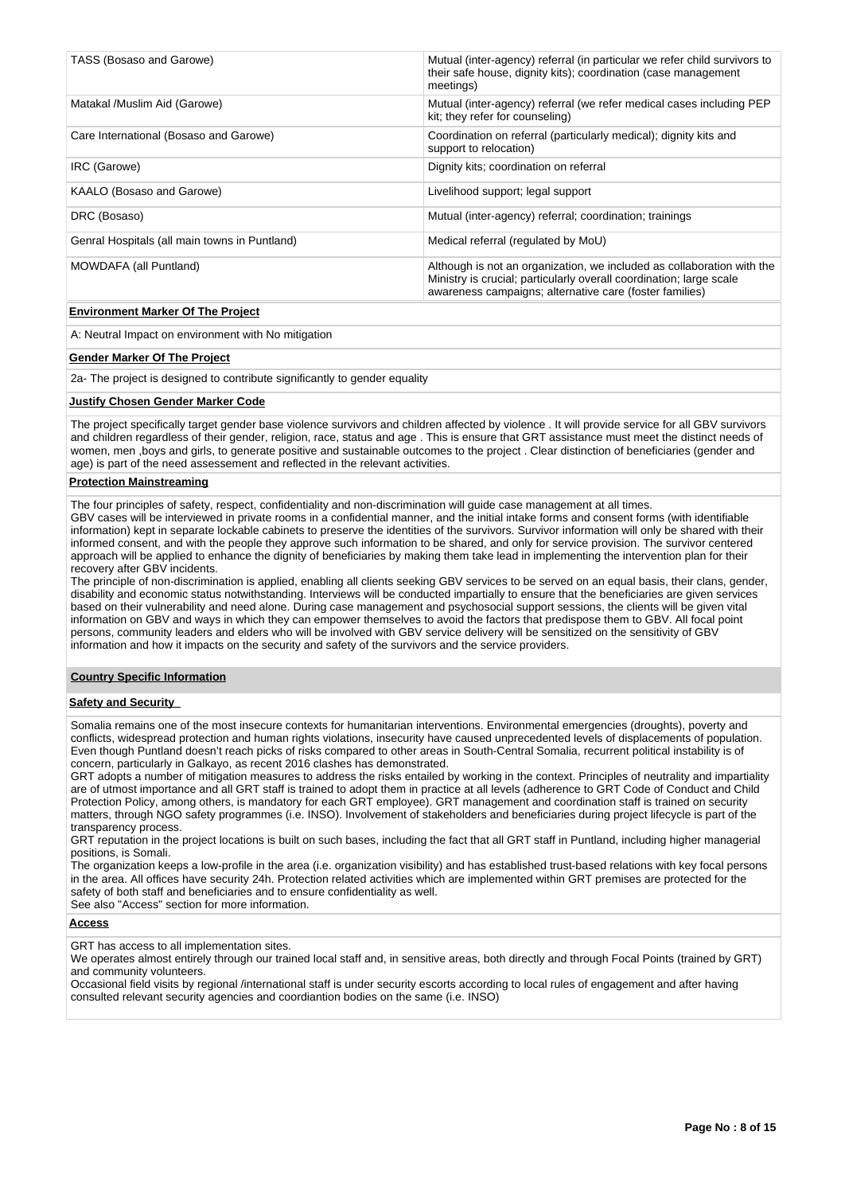| | |
|---|---|
| TASS (Bosaso and Garowe) | Mutual (inter-agency) referral (in particular we refer child survivors to their safe house, dignity kits); coordination (case management meetings) |
| Matakal /Muslim Aid (Garowe) | Mutual (inter-agency) referral (we refer medical cases including PEP kit; they refer for counseling) |
| Care International (Bosaso and Garowe) | Coordination on referral (particularly medical); dignity kits and support to relocation) |
| IRC (Garowe) | Dignity kits; coordination on referral |
| KAALO (Bosaso and Garowe) | Livelihood support; legal support |
| DRC (Bosaso) | Mutual (inter-agency) referral; coordination; trainings |
| Genral Hospitals (all main towns in Puntland) | Medical referral (regulated by MoU) |
| MOWDAFA (all Puntland) | Although is not an organization, we included as collaboration with the Ministry is crucial; particularly overall coordination; large scale awareness campaigns; alternative care (foster families) |

**Environment Marker Of The Project**

A: Neutral Impact on environment with No mitigation

**Gender Marker Of The Project**

2a- The project is designed to contribute significantly to gender equality

**Justify Chosen Gender Marker Code**

The project specifically target gender base violence survivors and children affected by violence . It will provide service for all GBV survivors and children regardless of their gender, religion, race, status and age . This is ensure that GRT assistance must meet the distinct needs of women, men ,boys and girls, to generate positive and sustainable outcomes to the project . Clear distinction of beneficiaries (gender and age) is part of the need assessement and reflected in the relevant activities.

**Protection Mainstreaming**

The four principles of safety, respect, confidentiality and non-discrimination will guide case management at all times.
GBV cases will be interviewed in private rooms in a confidential manner, and the initial intake forms and consent forms (with identifiable information) kept in separate lockable cabinets to preserve the identities of the survivors. Survivor information will only be shared with their informed consent, and with the people they approve such information to be shared, and only for service provision. The survivor centered approach will be applied to enhance the dignity of beneficiaries by making them take lead in implementing the intervention plan for their recovery after GBV incidents.
The principle of non-discrimination is applied, enabling all clients seeking GBV services to be served on an equal basis, their clans, gender, disability and economic status notwithstanding. Interviews will be conducted impartially to ensure that the beneficiaries are given services based on their vulnerability and need alone. During case management and psychosocial support sessions, the clients will be given vital information on GBV and ways in which they can empower themselves to avoid the factors that predispose them to GBV. All focal point persons, community leaders and elders who will be involved with GBV service delivery will be sensitized on the sensitivity of GBV information and how it impacts on the security and safety of the survivors and the service providers.

**Country Specific Information**

**Safety and Security**

Somalia remains one of the most insecure contexts for humanitarian interventions. Environmental emergencies (droughts), poverty and conflicts, widespread protection and human rights violations, insecurity have caused unprecedented levels of displacements of population. Even though Puntland doesn't reach picks of risks compared to other areas in South-Central Somalia, recurrent political instability is of concern, particularly in Galkayo, as recent 2016 clashes has demonstrated.
GRT adopts a number of mitigation measures to address the risks entailed by working in the context. Principles of neutrality and impartiality are of utmost importance and all GRT staff is trained to adopt them in practice at all levels (adherence to GRT Code of Conduct and Child Protection Policy, among others, is mandatory for each GRT employee). GRT management and coordination staff is trained on security matters, through NGO safety programmes (i.e. INSO). Involvement of stakeholders and beneficiaries during project lifecycle is part of the transparency process.
GRT reputation in the project locations is built on such bases, including the fact that all GRT staff in Puntland, including higher managerial positions, is Somali.
The organization keeps a low-profile in the area (i.e. organization visibility) and has established trust-based relations with key focal persons in the area. All offices have security 24h. Protection related activities which are implemented within GRT premises are protected for the safety of both staff and beneficiaries and to ensure confidentiality as well.
See also "Access" section for more information.

**Access**

GRT has access to all implementation sites.
We operates almost entirely through our trained local staff and, in sensitive areas, both directly and through Focal Points (trained by GRT) and community volunteers.
Occasional field visits by regional /international staff is under security escorts according to local rules of engagement and after having consulted relevant security agencies and coordiantion bodies on the same (i.e. INSO)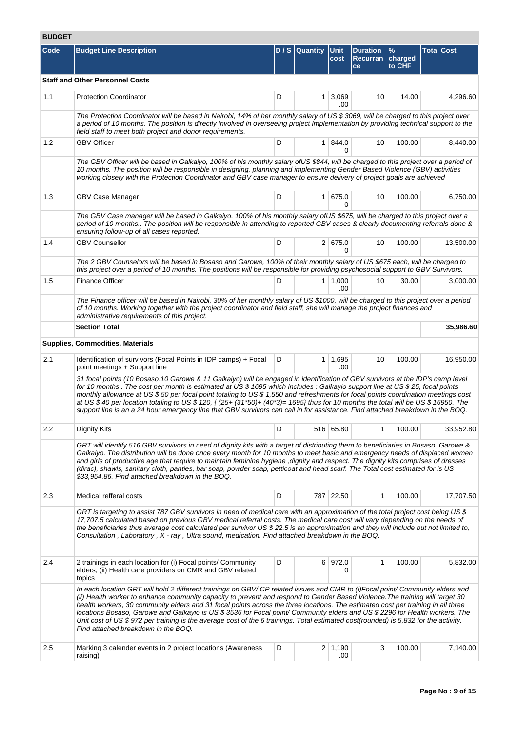## BUDGET

| Code | Budget Line Description | D / S | Quantity | Unit cost | Duration Recurrance | % charged to CHF | Total Cost |
|---|---|---|---|---|---|---|---|
| **Staff and Other Personnel Costs** | | | | | | | |
| 1.1 | Protection Coordinator | D | 1 | 3,069.00 | 10 | 14.00 | 4,296.60 |
| | *The Protection Coordinator will be based in Nairobi, 14% of her monthly salary of US $ 3069, will be charged to this project over a period of 10 months. The position is directly involved in overseeing project implementation by providing technical support to the field staff to meet both project and donor requirements.* | | | | | | |
| 1.2 | GBV Officer | D | 1 | 844.00 | 10 | 100.00 | 8,440.00 |
| | *The GBV Officer will be based in Galkaiyo, 100% of his monthly salary ofUS $844, will be charged to this project over a period of 10 months. The position will be responsible in designing, planning and implementing Gender Based Violence (GBV) activities working closely with the Protection Coordinator and GBV case manager to ensure delivery of project goals are achieved* | | | | | | |
| 1.3 | GBV Case Manager | D | 1 | 675.00 | 10 | 100.00 | 6,750.00 |
| | *The GBV Case manager will be based in Galkaiyo. 100% of his monthly salary ofUS $675, will be charged to this project over a period of 10 months.. The position will be responsible in attending to reported GBV cases & clearly documenting referrals done & ensuring follow-up of all cases reported.* | | | | | | |
| 1.4 | GBV Counsellor | D | 2 | 675.00 | 10 | 100.00 | 13,500.00 |
| | *The 2 GBV Counselors will be based in Bosaso and Garowe, 100% of their monthly salary of US $675 each, will be charged to this project over a period of 10 months. The positions will be responsible for providing psychosocial support to GBV Survivors.* | | | | | | |
| 1.5 | Finance Officer | D | 1 | 1,000.00 | 10 | 30.00 | 3,000.00 |
| | *The Finance officer will be based in Nairobi, 30% of her monthly salary of US $1000, will be charged to this project over a period of 10 months. Working together with the project coordinator and field staff, she will manage the project finances and administrative requirements of this project.* | | | | | | |
| | **Section Total** | | | | | | **35,986.60** |
| **Supplies, Commodities, Materials** | | | | | | | |
| 2.1 | Identification of survivors (Focal Points in IDP camps) + Focal point meetings + Support line | D | 1 | 1,695.00 | 10 | 100.00 | 16,950.00 |
| | *31 focal points (10 Bosaso,10 Garowe & 11 Galkaiyo) will be engaged in identification of GBV survivors at the IDP's camp level for 10 months . The cost per month is estimated at US $ 1695 which includes : Galkayio support line at US $ 25, focal points monthly allowance at US $ 50 per focal point totaling to US $ 1,550 and refreshments for focal points coordination meetings cost at US $ 40 per location totaling to US $ 120, { (25+ (31*50)+ (40*3)= 1695} thus for 10 months the total will be US $ 16950. The support line is an a 24 hour emergency line that GBV survivors can call in for assistance. Find attached breakdown in the BOQ.* | | | | | | |
| 2.2 | Dignity Kits | D | 516 | 65.80 | 1 | 100.00 | 33,952.80 |
| | *GRT will identify 516 GBV survivors in need of dignity kits with a target of distributing them to beneficiaries in Bosaso ,Garowe & Galkaiyo. The distribution will be done once every month for 10 months to meet basic and emergency needs of displaced women and girls of productive age that require to maintain feminine hygiene ,dignity and respect. The dignity kits comprises of dresses (dirac), shawls, sanitary cloth, panties, bar soap, powder soap, petticoat and head scarf. The Total cost estimated for is US $33,954.86. Find attached breakdown in the BOQ.* | | | | | | |
| 2.3 | Medical refferal costs | D | 787 | 22.50 | 1 | 100.00 | 17,707.50 |
| | *GRT is targeting to assist 787 GBV survivors in need of medical care with an approximation of the total project cost being US $ 17,707.5 calculated based on previous GBV medical referral costs. The medical care cost will vary depending on the needs of the beneficiaries thus average cost calculated per survivor US $ 22.5 is an approximation and they will include but not limited to, Consultation , Laboratory , X - ray , Ultra sound, medication. Find attached breakdown in the BOQ.* | | | | | | |
| 2.4 | 2 trainings in each location for (i) Focal points/ Community elders, (ii) Health care providers on CMR and GBV related topics | D | 6 | 972.00 | 1 | 100.00 | 5,832.00 |
| | *In each location GRT will hold 2 different trainings on GBV/ CP related issues and CMR to (i)Focal point/ Community elders and (ii) Health worker to enhance community capacity to prevent and respond to Gender Based Violence.The training will target 30 health workers, 30 community elders and 31 focal points across the three locations. The estimated cost per training in all three locations Bosaso, Garowe and Galkayio is US $ 3536 for Focal point/ Community elders and US $ 2296 for Health workers. The Unit cost of US $ 972 per training is the average cost of the 6 trainings. Total estimated cost(rounded) is 5,832 for the activity. Find attached breakdown in the BOQ.* | | | | | | |
| 2.5 | Marking 3 calender events in 2 project locations (Awareness raising) | D | 2 | 1,190.00 | 3 | 100.00 | 7,140.00 |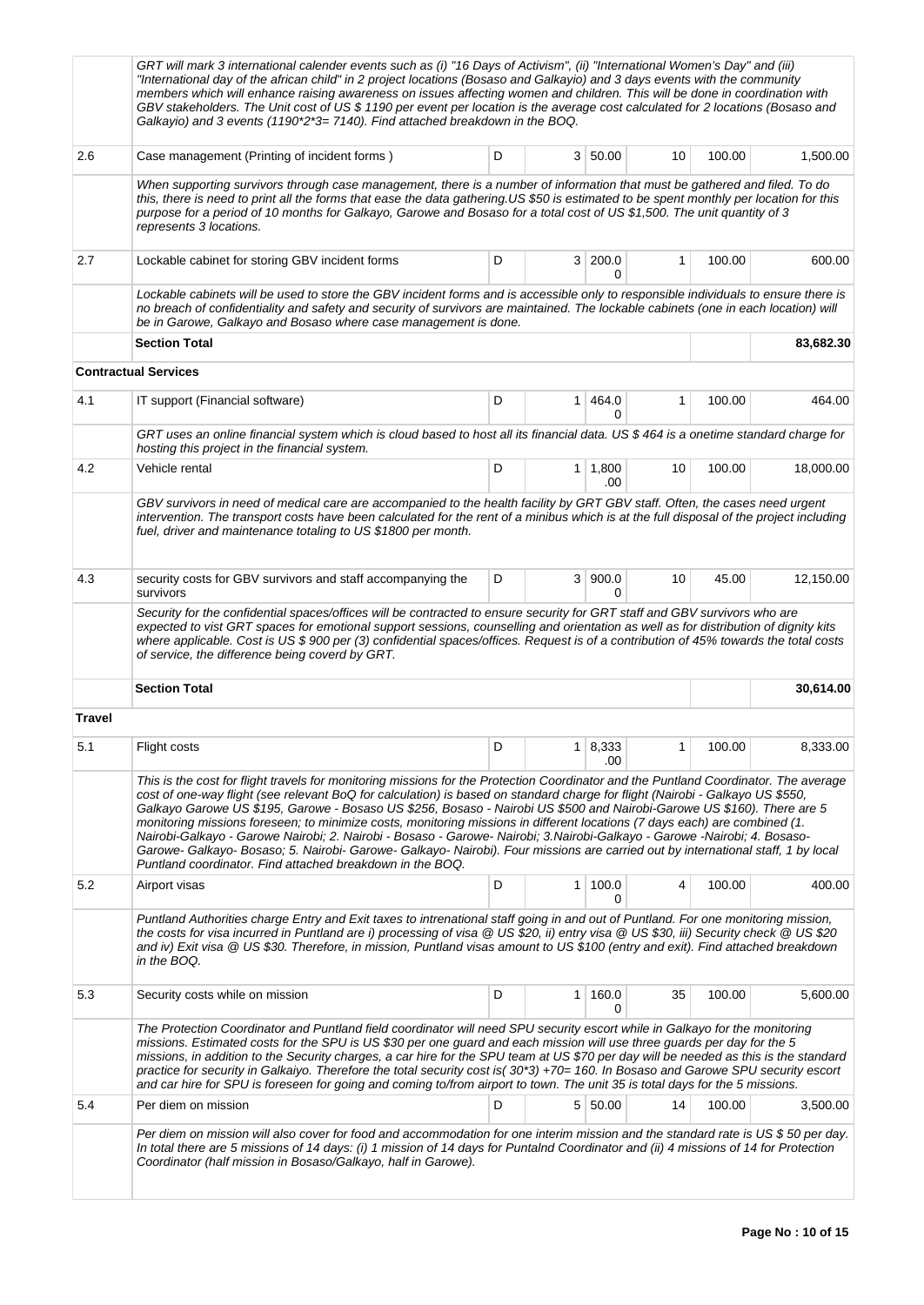| | | | | | | | |
|---|---|---|---|---|---|---|---|
| | GRT will mark 3 international calender events such as (i) "16 Days of Activism", (ii) "International Women's Day" and (iii) "International day of the african child" in 2 project locations (Bosaso and Galkayio) and 3 days events with the community members which will enhance raising awareness on issues affecting women and children. This will be done in coordination with GBV stakeholders. The Unit cost of US $ 1190 per event per location is the average cost calculated for 2 locations (Bosaso and Galkayio) and 3 events (1190*2*3= 7140). Find attached breakdown in the BOQ. | | | | | | |
| 2.6 | Case management (Printing of incident forms ) | D | 3 | 50.00 | 10 | 100.00 | 1,500.00 |
| | When supporting survivors through case management, there is a number of information that must be gathered and filed. To do this, there is need to print all the forms that ease the data gathering.US $50 is estimated to be spent monthly per location for this purpose for a period of 10 months for Galkayo, Garowe and Bosaso for a total cost of US $1,500. The unit quantity of 3 represents 3 locations. | | | | | | |
| 2.7 | Lockable cabinet for storing GBV incident forms | D | 3 | 200.00 | 1 | 100.00 | 600.00 |
| | Lockable cabinets will be used to store the GBV incident forms and is accessible only to responsible individuals to ensure there is no breach of confidentiality and safety and security of survivors are maintained. The lockable cabinets (one in each location) will be in Garowe, Galkayo and Bosaso where case management is done. | | | | | | |
| | **Section Total** | | | | | | **83,682.30** |
| **Contractual Services** | | | | | | | |
| 4.1 | IT support (Financial software) | D | 1 | 464.00 | 1 | 100.00 | 464.00 |
| | GRT uses an online financial system which is cloud based to host all its financial data. US $ 464 is a onetime standard charge for hosting this project in the financial system. | | | | | | |
| 4.2 | Vehicle rental | D | 1 | 1,800.00 | 10 | 100.00 | 18,000.00 |
| | GBV survivors in need of medical care are accompanied to the health facility by GRT GBV staff. Often, the cases need urgent intervention. The transport costs have been calculated for the rent of a minibus which is at the full disposal of the project including fuel, driver and maintenance totaling to US $1800 per month. | | | | | | |
| 4.3 | security costs for GBV survivors and staff accompanying the survivors | D | 3 | 900.00 | 10 | 45.00 | 12,150.00 |
| | Security for the confidential spaces/offices will be contracted to ensure security for GRT staff and GBV survivors who are expected to vist GRT spaces for emotional support sessions, counselling and orientation as well as for distribution of dignity kits where applicable. Cost is US $ 900 per (3) confidential spaces/offices. Request is of a contribution of 45% towards the total costs of service, the difference being coverd by GRT. | | | | | | |
| | **Section Total** | | | | | | **30,614.00** |
| **Travel** | | | | | | | |
| 5.1 | Flight costs | D | 1 | 8,333.00 | 1 | 100.00 | 8,333.00 |
| | This is the cost for flight travels for monitoring missions for the Protection Coordinator and the Puntland Coordinator. The average cost of one-way flight (see relevant BoQ for calculation) is based on standard charge for flight (Nairobi - Galkayo US $550, Galkayo Garowe US $195, Garowe - Bosaso US $256, Bosaso - Nairobi US $500 and Nairobi-Garowe US $160). There are 5 monitoring missions foreseen; to minimize costs, monitoring missions in different locations (7 days each) are combined (1. Nairobi-Galkayo - Garowe Nairobi; 2. Nairobi - Bosaso - Garowe- Nairobi; 3.Nairobi-Galkayo - Garowe -Nairobi; 4. Bosaso-Garowe- Galkayo- Bosaso; 5. Nairobi- Garowe- Galkayo- Nairobi). Four missions are carried out by international staff, 1 by local Puntland coordinator. Find attached breakdown in the BOQ. | | | | | | |
| 5.2 | Airport visas | D | 1 | 100.00 | 4 | 100.00 | 400.00 |
| | Puntland Authorities charge Entry and Exit taxes to intrenational staff going in and out of Puntland. For one monitoring mission, the costs for visa incurred in Puntland are i) processing of visa @ US $20, ii) entry visa @ US $30, iii) Security check @ US $20 and iv) Exit visa @ US $30. Therefore, in mission, Puntland visas amount to US $100 (entry and exit). Find attached breakdown in the BOQ. | | | | | | |
| 5.3 | Security costs while on mission | D | 1 | 160.00 | 35 | 100.00 | 5,600.00 |
| | The Protection Coordinator and Puntland field coordinator will need SPU security escort while in Galkayo for the monitoring missions. Estimated costs for the SPU is US $30 per one guard and each mission will use three guards per day for the 5 missions, in addition to the Security charges, a car hire for the SPU team at US $70 per day will be needed as this is the standard practice for security in Galkaiyo. Therefore the total security cost is( 30*3) +70= 160. In Bosaso and Garowe SPU security escort and car hire for SPU is foreseen for going and coming to/from airport to town. The unit 35 is total days for the 5 missions. | | | | | | |
| 5.4 | Per diem on mission | D | 5 | 50.00 | 14 | 100.00 | 3,500.00 |
| | Per diem on mission will also cover for food and accommodation for one interim mission and the standard rate is US $ 50 per day. In total there are 5 missions of 14 days: (i) 1 mission of 14 days for Puntalnd Coordinator and (ii) 4 missions of 14 for Protection Coordinator (half mission in Bosaso/Galkayo, half in Garowe). | | | | | | |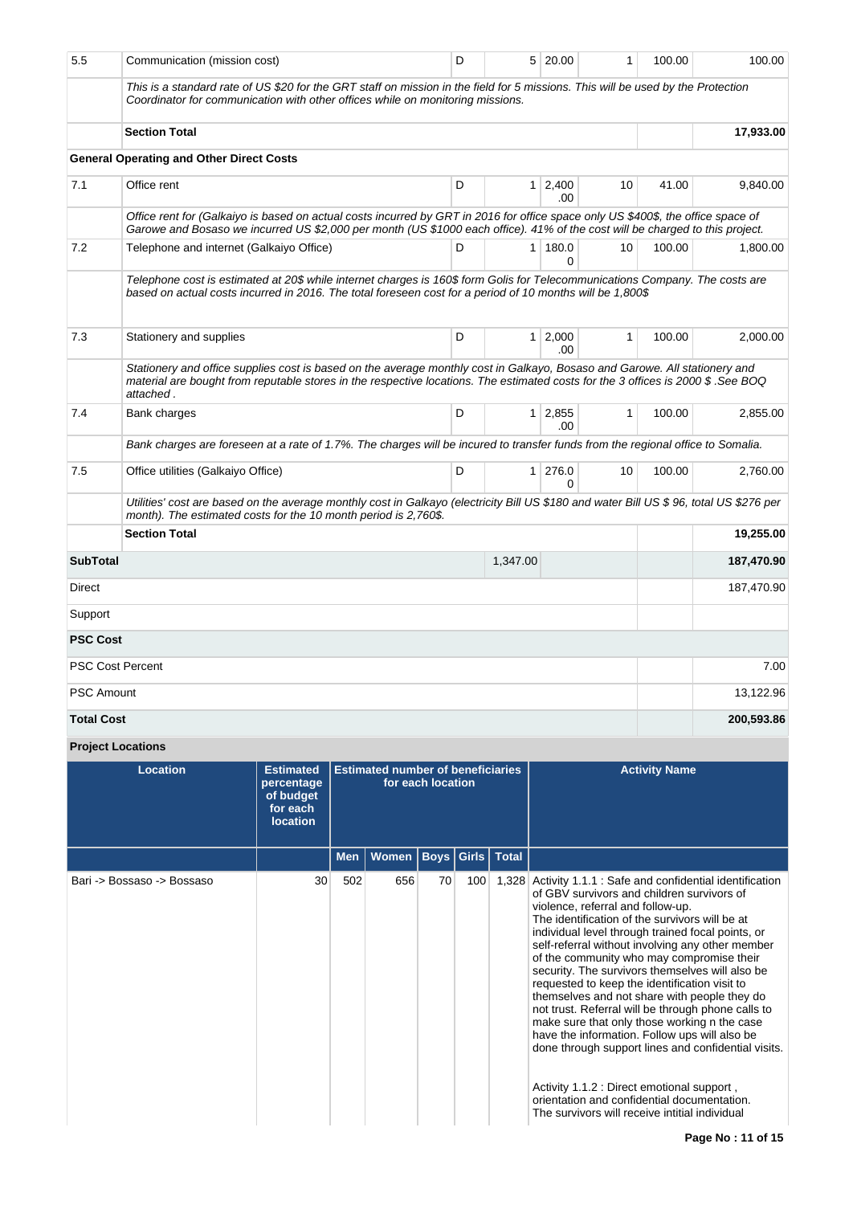| 5.5 | Communication (mission cost) | D | 5 | 20.00 | 1 | 100.00 | 100.00 |
|---|---|---|---|---|---|---|---|
| | *This is a standard rate of US $20 for the GRT staff on mission in the field for 5 missions. This will be used by the Protection Coordinator for communication with other offices while on monitoring missions.* | | | | | | |
| | **Section Total** | | | | | | **17,933.00** |
| **General Operating and Other Direct Costs** | | | | | | | |
| 7.1 | Office rent | D | 1 | 2,400.00 | 10 | 41.00 | 9,840.00 |
| | *Office rent for (Galkaiyo is based on actual costs incurred by GRT in 2016 for office space only US $400$, the office space of Garowe and Bosaso we incurred US $2,000 per month (US $1000 each office). 41% of the cost will be charged to this project.* | | | | | | |
| 7.2 | Telephone and internet (Galkaiyo Office) | D | 1 | 180.00 | 10 | 100.00 | 1,800.00 |
| | *Telephone cost is estimated at 20$ while internet charges is 160$ form Golis for Telecommunications Company. The costs are based on actual costs incurred in 2016. The total foreseen cost for a period of 10 months will be 1,800$* | | | | | | |
| 7.3 | Stationery and supplies | D | 1 | 2,000.00 | 1 | 100.00 | 2,000.00 |
| | *Stationery and office supplies cost is based on the average monthly cost in Galkayo, Bosaso and Garowe. All stationery and material are bought from reputable stores in the respective locations. The estimated costs for the 3 offices is 2000 $ .See BOQ attached .* | | | | | | |
| 7.4 | Bank charges | D | 1 | 2,855.00 | 1 | 100.00 | 2,855.00 |
| | *Bank charges are foreseen at a rate of 1.7%. The charges will be incured to transfer funds from the regional office to Somalia.* | | | | | | |
| 7.5 | Office utilities (Galkaiyo Office) | D | 1 | 276.00 | 10 | 100.00 | 2,760.00 |
| | *Utilities' cost are based on the average monthly cost in Galkayo (electricity Bill US $180 and water Bill US $ 96, total US $276 per month). The estimated costs for the 10 month period is 2,760$.* | | | | | | |
| | **Section Total** | | | | | | **19,255.00** |
| **SubTotal** | | | 1,347.00 | | | | **187,470.90** |
| Direct | | | | | | | 187,470.90 |
| Support | | | | | | | |
| **PSC Cost** | | | | | | | |
| PSC Cost Percent | | | | | | | 7.00 |
| PSC Amount | | | | | | | 13,122.96 |
| **Total Cost** | | | | | | | **200,593.86** |

**Project Locations**

| Location | Estimated percentage of budget for each location | Estimated number of beneficiaries for each location | | | | | Activity Name |
|---|---|---|---|---|---|---|---|
| | | Men | Women | Boys | Girls | Total | |
| Bari -> Bossaso -> Bossaso | 30 | 502 | 656 | 70 | 100 | 1,328 | Activity 1.1.1 : Safe and confidential identification of GBV survivors and children survivors of violence, referral and follow-up. The identification of the survivors will be at individual level through trained focal points, or self-referral without involving any other member of the community who may compromise their security. The survivors themselves will also be requested to keep the identification visit to themselves and not share with people they do not trust. Referral will be through phone calls to make sure that only those working n the case have the information. Follow ups will also be done through support lines and confidential visits.<br><br>Activity 1.1.2 : Direct emotional support , orientation and confidential documentation. The survivors will receive intitial individual |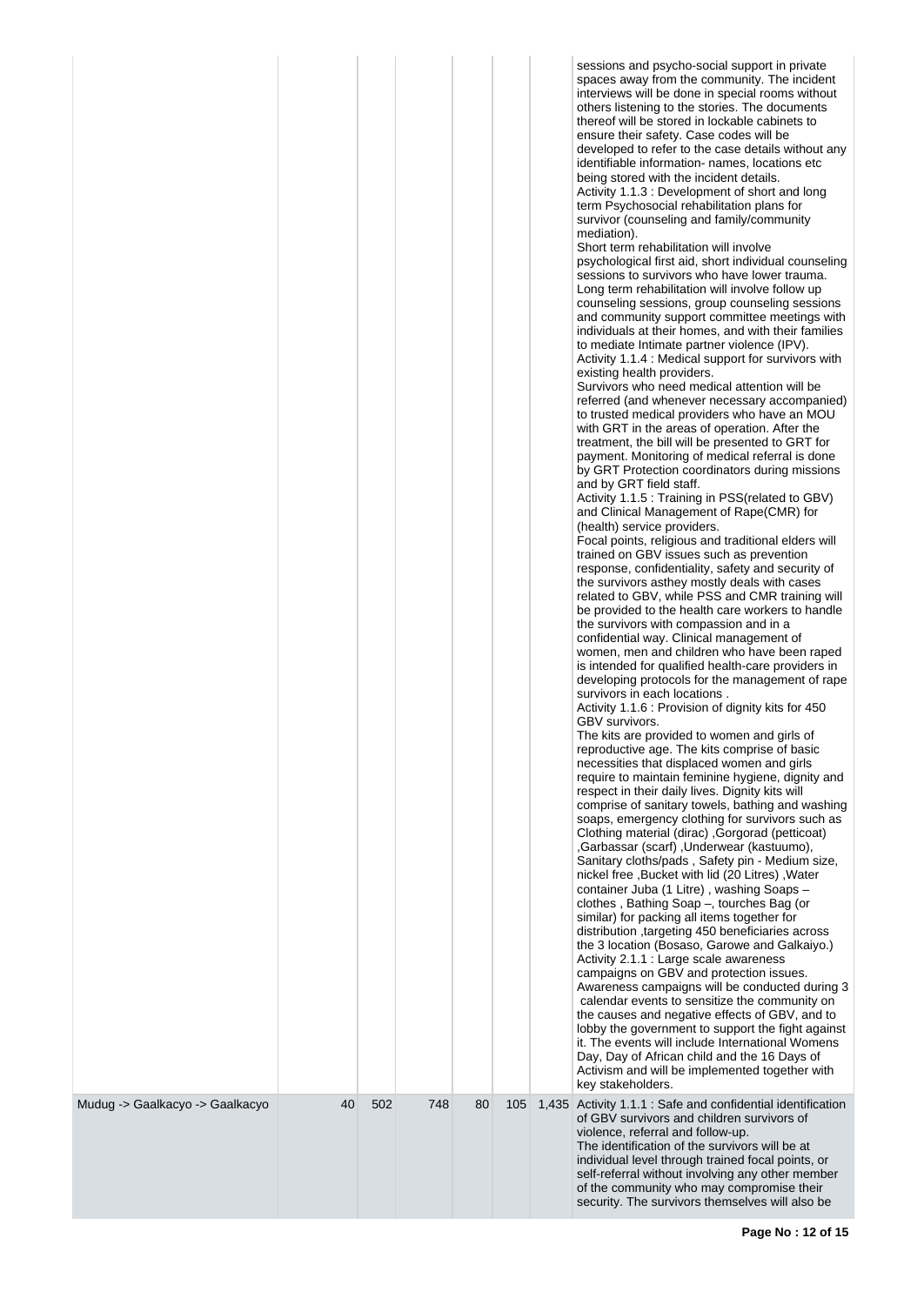| | | | | | | | |
|---|---|---|---|---|---|---|---|
| | | | | | | | sessions and psycho-social support in private spaces away from the community. The incident interviews will be done in special rooms without others listening to the stories. The documents thereof will be stored in lockable cabinets to ensure their safety. Case codes will be developed to refer to the case details without any identifiable information- names, locations etc being stored with the incident details.<br>Activity 1.1.3 : Development of short and long term Psychosocial rehabilitation plans for survivor (counseling and family/community mediation).<br>Short term rehabilitation will involve psychological first aid, short individual counseling sessions to survivors who have lower trauma. Long term rehabilitation will involve follow up counseling sessions, group counseling sessions and community support committee meetings with individuals at their homes, and with their families to mediate Intimate partner violence (IPV).<br>Activity 1.1.4 : Medical support for survivors with existing health providers.<br>Survivors who need medical attention will be referred (and whenever necessary accompanied) to trusted medical providers who have an MOU with GRT in the areas of operation. After the treatment, the bill will be presented to GRT for payment. Monitoring of medical referral is done by GRT Protection coordinators during missions and by GRT field staff.<br>Activity 1.1.5 : Training in PSS(related to GBV) and Clinical Management of Rape(CMR) for (health) service providers.<br>Focal points, religious and traditional elders will trained on GBV issues such as prevention response, confidentiality, safety and security of the survivors asthey mostly deals with cases related to GBV, while PSS and CMR training will be provided to the health care workers to handle the survivors with compassion and in a confidential way. Clinical management of women, men and children who have been raped is intended for qualified health-care providers in developing protocols for the management of rape survivors in each locations .<br>Activity 1.1.6 : Provision of dignity kits for 450 GBV survivors.<br>The kits are provided to women and girls of reproductive age. The kits comprise of basic necessities that displaced women and girls require to maintain feminine hygiene, dignity and respect in their daily lives. Dignity kits will comprise of sanitary towels, bathing and washing soaps, emergency clothing for survivors such as Clothing material (dirac) ,Gorgorad (petticoat) ,Garbassar (scarf) ,Underwear (kastuumo), Sanitary cloths/pads , Safety pin - Medium size, nickel free ,Bucket with lid (20 Litres) ,Water container Juba (1 Litre) , washing Soaps – clothes , Bathing Soap –, tourches Bag (or similar) for packing all items together for distribution ,targeting 450 beneficiaries across the 3 location (Bosaso, Garowe and Galkaiyo.)<br>Activity 2.1.1 : Large scale awareness campaigns on GBV and protection issues.<br>Awareness campaigns will be conducted during 3 calendar events to sensitize the community on the causes and negative effects of GBV, and to lobby the government to support the fight against it. The events will include International Womens Day, Day of African child and the 16 Days of Activism and will be implemented together with key stakeholders. |
| Mudug -> Gaalkacyo -> Gaalkacyo | 40 | 502 | 748 | 80 | 105 | 1,435 | Activity 1.1.1 : Safe and confidential identification of GBV survivors and children survivors of violence, referral and follow-up.<br>The identification of the survivors will be at individual level through trained focal points, or self-referral without involving any other member of the community who may compromise their security. The survivors themselves will also be |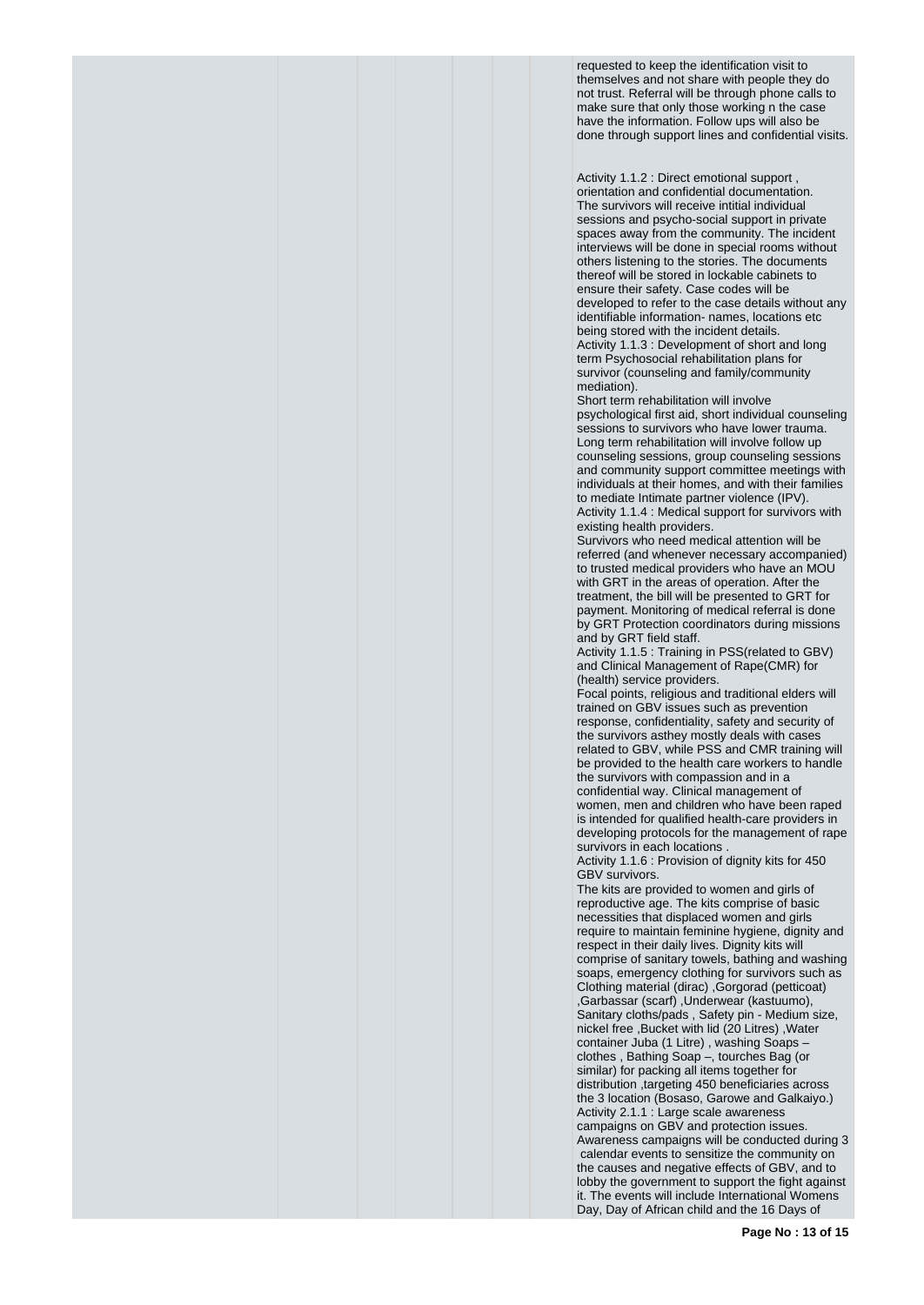requested to keep the identification visit to themselves and not share with people they do not trust. Referral will be through phone calls to make sure that only those working n the case have the information. Follow ups will also be done through support lines and confidential visits.

Activity 1.1.2 : Direct emotional support , orientation and confidential documentation.
The survivors will receive intitial individual sessions and psycho-social support in private spaces away from the community. The incident interviews will be done in special rooms without others listening to the stories. The documents thereof will be stored in lockable cabinets to ensure their safety. Case codes will be developed to refer to the case details without any identifiable information- names, locations etc being stored with the incident details.
Activity 1.1.3 : Development of short and long term Psychosocial rehabilitation plans for survivor (counseling and family/community mediation).
Short term rehabilitation will involve psychological first aid, short individual counseling sessions to survivors who have lower trauma. Long term rehabilitation will involve follow up counseling sessions, group counseling sessions and community support committee meetings with individuals at their homes, and with their families to mediate Intimate partner violence (IPV).
Activity 1.1.4 : Medical support for survivors with existing health providers.
Survivors who need medical attention will be referred (and whenever necessary accompanied) to trusted medical providers who have an MOU with GRT in the areas of operation. After the treatment, the bill will be presented to GRT for payment. Monitoring of medical referral is done by GRT Protection coordinators during missions and by GRT field staff.
Activity 1.1.5 : Training in PSS(related to GBV) and Clinical Management of Rape(CMR) for (health) service providers.
Focal points, religious and traditional elders will trained on GBV issues such as prevention response, confidentiality, safety and security of the survivors asthey mostly deals with cases related to GBV, while PSS and CMR training will be provided to the health care workers to handle the survivors with compassion and in a confidential way. Clinical management of women, men and children who have been raped is intended for qualified health-care providers in developing protocols for the management of rape survivors in each locations .
Activity 1.1.6 : Provision of dignity kits for 450 GBV survivors.
The kits are provided to women and girls of reproductive age. The kits comprise of basic necessities that displaced women and girls require to maintain feminine hygiene, dignity and respect in their daily lives. Dignity kits will comprise of sanitary towels, bathing and washing soaps, emergency clothing for survivors such as Clothing material (dirac) ,Gorgorad (petticoat) ,Garbassar (scarf) ,Underwear (kastuumo), Sanitary cloths/pads , Safety pin - Medium size, nickel free ,Bucket with lid (20 Litres) ,Water container Juba (1 Litre) , washing Soaps – clothes , Bathing Soap –, tourches Bag (or similar) for packing all items together for distribution ,targeting 450 beneficiaries across the 3 location (Bosaso, Garowe and Galkaiyo.)
Activity 2.1.1 : Large scale awareness campaigns on GBV and protection issues.
Awareness campaigns will be conducted during 3 calendar events to sensitize the community on the causes and negative effects of GBV, and to lobby the government to support the fight against it. The events will include International Womens Day, Day of African child and the 16 Days of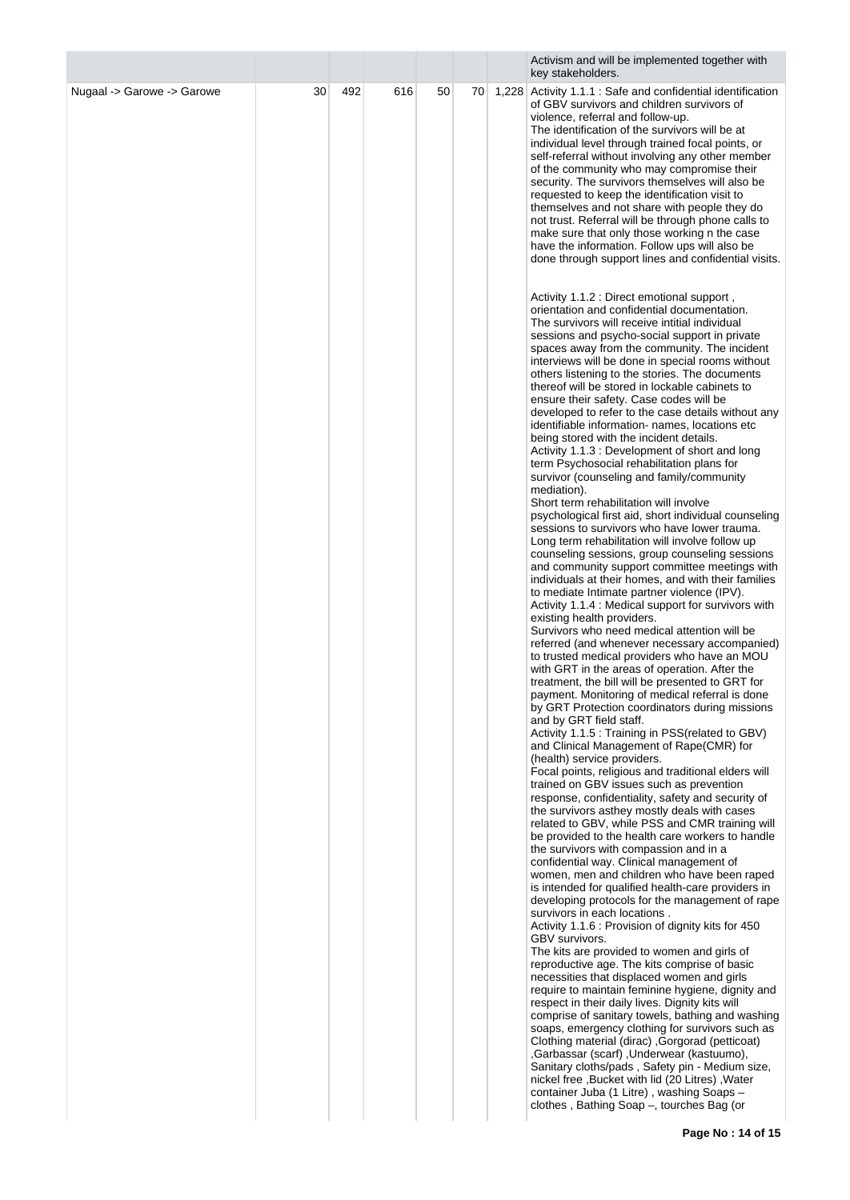| | | | | | | |
|---|---|---|---|---|---|---|
| | | | | | | Activism and will be implemented together with key stakeholders. |
| Nugaal -> Garowe -> Garowe | 30 | 492 | 616 | 50 | 70 | 1,228 Activity 1.1.1 : Safe and confidential identification of GBV survivors and children survivors of violence, referral and follow-up.<br>The identification of the survivors will be at individual level through trained focal points, or self-referral without involving any other member of the community who may compromise their security. The survivors themselves will also be requested to keep the identification visit to themselves and not share with people they do not trust. Referral will be through phone calls to make sure that only those working n the case have the information. Follow ups will also be done through support lines and confidential visits.<br><br>Activity 1.1.2 : Direct emotional support , orientation and confidential documentation.<br>The survivors will receive intitial individual sessions and psycho-social support in private spaces away from the community. The incident interviews will be done in special rooms without others listening to the stories. The documents thereof will be stored in lockable cabinets to ensure their safety. Case codes will be developed to refer to the case details without any identifiable information- names, locations etc being stored with the incident details.<br>Activity 1.1.3 : Development of short and long term Psychosocial rehabilitation plans for survivor (counseling and family/community mediation).<br>Short term rehabilitation will involve psychological first aid, short individual counseling sessions to survivors who have lower trauma. Long term rehabilitation will involve follow up counseling sessions, group counseling sessions and community support committee meetings with individuals at their homes, and with their families to mediate Intimate partner violence (IPV).<br>Activity 1.1.4 : Medical support for survivors with existing health providers.<br>Survivors who need medical attention will be referred (and whenever necessary accompanied) to trusted medical providers who have an MOU with GRT in the areas of operation. After the treatment, the bill will be presented to GRT for payment. Monitoring of medical referral is done by GRT Protection coordinators during missions and by GRT field staff.<br>Activity 1.1.5 : Training in PSS(related to GBV) and Clinical Management of Rape(CMR) for (health) service providers.<br>Focal points, religious and traditional elders will trained on GBV issues such as prevention response, confidentiality, safety and security of the survivors asthey mostly deals with cases related to GBV, while PSS and CMR training will be provided to the health care workers to handle the survivors with compassion and in a confidential way. Clinical management of women, men and children who have been raped is intended for qualified health-care providers in developing protocols for the management of rape survivors in each locations .<br>Activity 1.1.6 : Provision of dignity kits for 450 GBV survivors.<br>The kits are provided to women and girls of reproductive age. The kits comprise of basic necessities that displaced women and girls require to maintain feminine hygiene, dignity and respect in their daily lives. Dignity kits will comprise of sanitary towels, bathing and washing soaps, emergency clothing for survivors such as Clothing material (dirac) ,Gorgorad (petticoat) ,Garbassar (scarf) ,Underwear (kastuumo), Sanitary cloths/pads , Safety pin - Medium size, nickel free ,Bucket with lid (20 Litres) ,Water container Juba (1 Litre) , washing Soaps – clothes , Bathing Soap –, tourches Bag (or |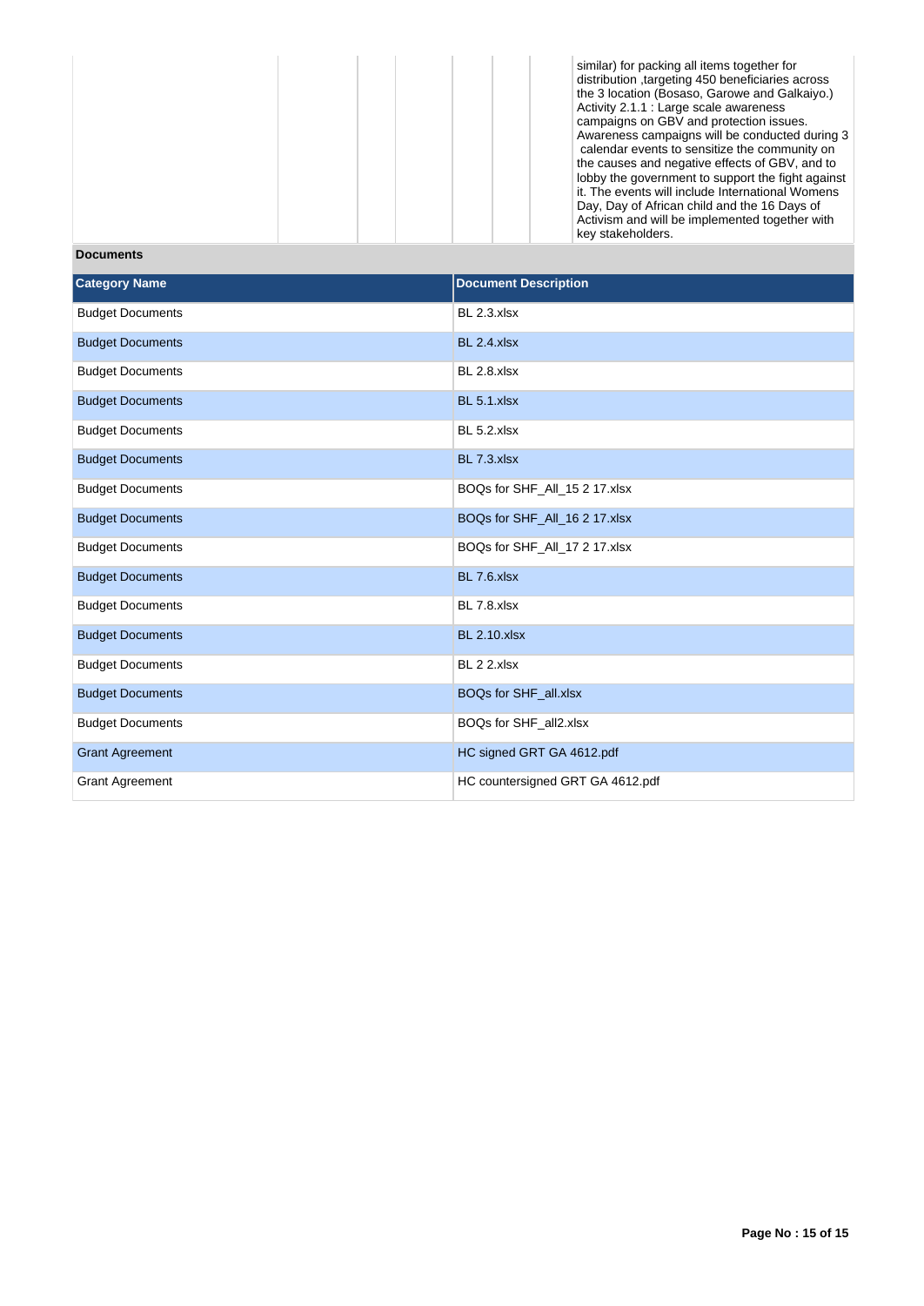| | | | | | | |
|---|---|---|---|---|---|---|
| | | | | | | similar) for packing all items together for distribution ,targeting 450 beneficiaries across the 3 location (Bosaso, Garowe and Galkaiyo.) Activity 2.1.1 : Large scale awareness campaigns on GBV and protection issues. Awareness campaigns will be conducted during 3 calendar events to sensitize the community on the causes and negative effects of GBV, and to lobby the government to support the fight against it. The events will include International Womens Day, Day of African child and the 16 Days of Activism and will be implemented together with key stakeholders. |

**Documents**

| Category Name | Document Description |
|---|---|
| Budget Documents | BL 2.3.xlsx |
| Budget Documents | BL 2.4.xlsx |
| Budget Documents | BL 2.8.xlsx |
| Budget Documents | BL 5.1.xlsx |
| Budget Documents | BL 5.2.xlsx |
| Budget Documents | BL 7.3.xlsx |
| Budget Documents | BOQs for SHF_All_15 2 17.xlsx |
| Budget Documents | BOQs for SHF_All_16 2 17.xlsx |
| Budget Documents | BOQs for SHF_All_17 2 17.xlsx |
| Budget Documents | BL 7.6.xlsx |
| Budget Documents | BL 7.8.xlsx |
| Budget Documents | BL 2.10.xlsx |
| Budget Documents | BL 2 2.xlsx |
| Budget Documents | BOQs for SHF_all.xlsx |
| Budget Documents | BOQs for SHF_all2.xlsx |
| Grant Agreement | HC signed GRT GA 4612.pdf |
| Grant Agreement | HC countersigned GRT GA 4612.pdf |